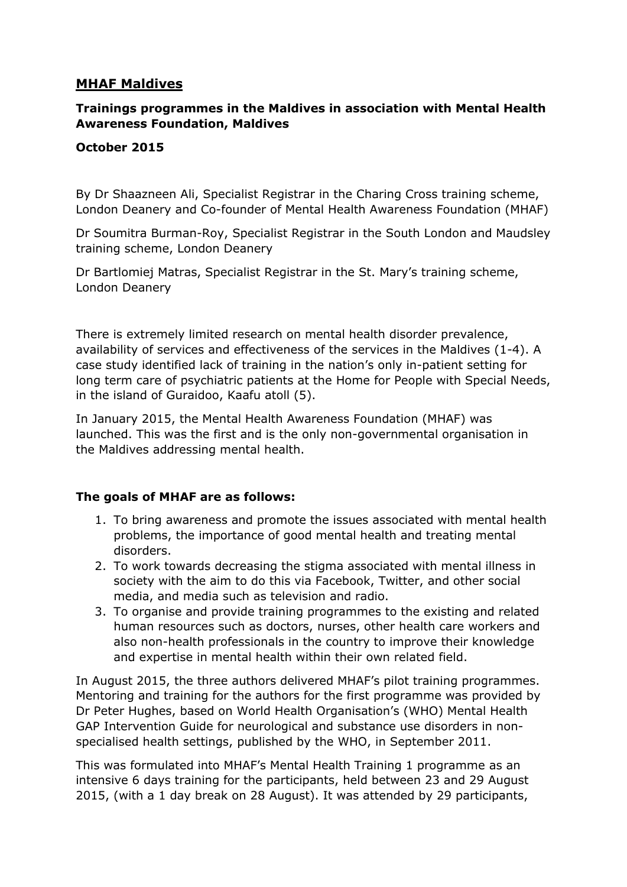## MHAF Maldives

**Trainings programmes in the Maldives in association with Mental Health Awareness Foundation, Maldives**

**October 2015**

By Dr Shaazneen Ali, Specialist Registrar in the Charing Cross training scheme, London Deanery and Co-founder of Mental Health Awareness Foundation (MHAF)

Dr Soumitra Burman-Roy, Specialist Registrar in the South London and Maudsley training scheme, London Deanery

Dr Bartlomiej Matras, Specialist Registrar in the St. Mary's training scheme, London Deanery

There is extremely limited research on mental health disorder prevalence, availability of services and effectiveness of the services in the Maldives (1-4). A case study identified lack of training in the nation's only in-patient setting for long term care of psychiatric patients at the Home for People with Special Needs, in the island of Guraidoo, Kaafu atoll (5).

In January 2015, the Mental Health Awareness Foundation (MHAF) was launched. This was the first and is the only non-governmental organisation in the Maldives addressing mental health.

**The goals of MHAF are as follows:**

1. To bring awareness and promote the issues associated with mental health problems, the importance of good mental health and treating mental disorders.
2. To work towards decreasing the stigma associated with mental illness in society with the aim to do this via Facebook, Twitter, and other social media, and media such as television and radio.
3. To organise and provide training programmes to the existing and related human resources such as doctors, nurses, other health care workers and also non-health professionals in the country to improve their knowledge and expertise in mental health within their own related field.

In August 2015, the three authors delivered MHAF's pilot training programmes. Mentoring and training for the authors for the first programme was provided by Dr Peter Hughes, based on World Health Organisation's (WHO) Mental Health GAP Intervention Guide for neurological and substance use disorders in non-specialised health settings, published by the WHO, in September 2011.

This was formulated into MHAF's Mental Health Training 1 programme as an intensive 6 days training for the participants, held between 23 and 29 August 2015, (with a 1 day break on 28 August). It was attended by 29 participants,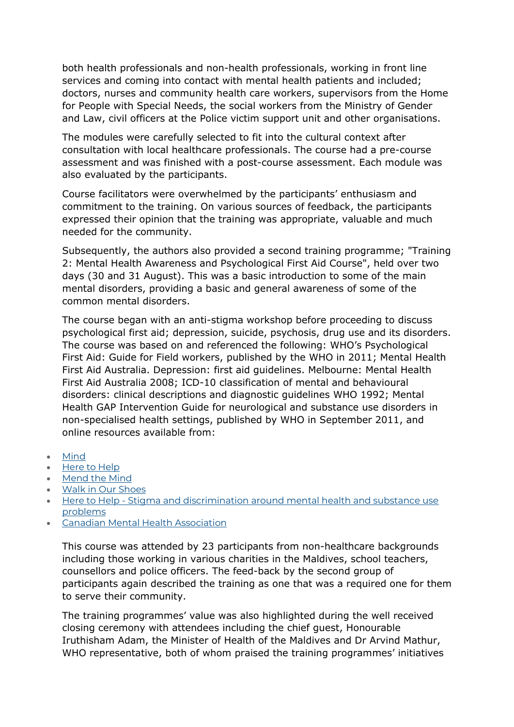both health professionals and non-health professionals, working in front line services and coming into contact with mental health patients and included; doctors, nurses and community health care workers, supervisors from the Home for People with Special Needs, the social workers from the Ministry of Gender and Law, civil officers at the Police victim support unit and other organisations.

The modules were carefully selected to fit into the cultural context after consultation with local healthcare professionals. The course had a pre-course assessment and was finished with a post-course assessment. Each module was also evaluated by the participants.

Course facilitators were overwhelmed by the participants' enthusiasm and commitment to the training. On various sources of feedback, the participants expressed their opinion that the training was appropriate, valuable and much needed for the community.

Subsequently, the authors also provided a second training programme; "Training 2: Mental Health Awareness and Psychological First Aid Course", held over two days (30 and 31 August). This was a basic introduction to some of the main mental disorders, providing a basic and general awareness of some of the common mental disorders.

The course began with an anti-stigma workshop before proceeding to discuss psychological first aid; depression, suicide, psychosis, drug use and its disorders. The course was based on and referenced the following: WHO's Psychological First Aid: Guide for Field workers, published by the WHO in 2011; Mental Health First Aid Australia. Depression: first aid guidelines. Melbourne: Mental Health First Aid Australia 2008; ICD-10 classification of mental and behavioural disorders: clinical descriptions and diagnostic guidelines WHO 1992; Mental Health GAP Intervention Guide for neurological and substance use disorders in non-specialised health settings, published by WHO in September 2011, and online resources available from:

- Mind
- Here to Help
- Mend the Mind
- Walk in Our Shoes
- Here to Help - Stigma and discrimination around mental health and substance use problems
- Canadian Mental Health Association

This course was attended by 23 participants from non-healthcare backgrounds including those working in various charities in the Maldives, school teachers, counsellors and police officers. The feed-back by the second group of participants again described the training as one that was a required one for them to serve their community.

The training programmes' value was also highlighted during the well received closing ceremony with attendees including the chief guest, Honourable Iruthisham Adam, the Minister of Health of the Maldives and Dr Arvind Mathur, WHO representative, both of whom praised the training programmes' initiatives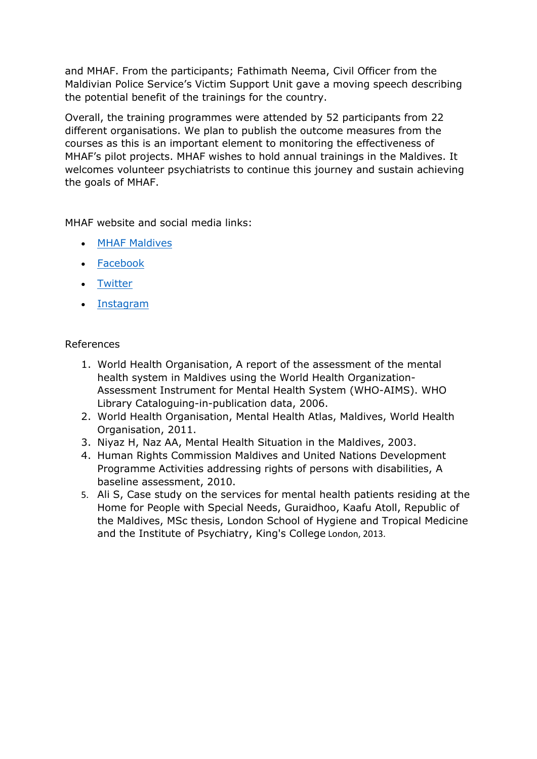and MHAF. From the participants; Fathimath Neema, Civil Officer from the Maldivian Police Service's Victim Support Unit gave a moving speech describing the potential benefit of the trainings for the country.

Overall, the training programmes were attended by 52 participants from 22 different organisations. We plan to publish the outcome measures from the courses as this is an important element to monitoring the effectiveness of MHAF's pilot projects. MHAF wishes to hold annual trainings in the Maldives. It welcomes volunteer psychiatrists to continue this journey and sustain achieving the goals of MHAF.

MHAF website and social media links:

- MHAF Maldives
- Facebook
- Twitter
- Instagram

References

1. World Health Organisation, A report of the assessment of the mental health system in Maldives using the World Health Organization-Assessment Instrument for Mental Health System (WHO-AIMS). WHO Library Cataloguing-in-publication data, 2006.
2. World Health Organisation, Mental Health Atlas, Maldives, World Health Organisation, 2011.
3. Niyaz H, Naz AA, Mental Health Situation in the Maldives, 2003.
4. Human Rights Commission Maldives and United Nations Development Programme Activities addressing rights of persons with disabilities, A baseline assessment, 2010.
5. Ali S, Case study on the services for mental health patients residing at the Home for People with Special Needs, Guraidhoo, Kaafu Atoll, Republic of the Maldives, MSc thesis, London School of Hygiene and Tropical Medicine and the Institute of Psychiatry, King's College London, 2013.